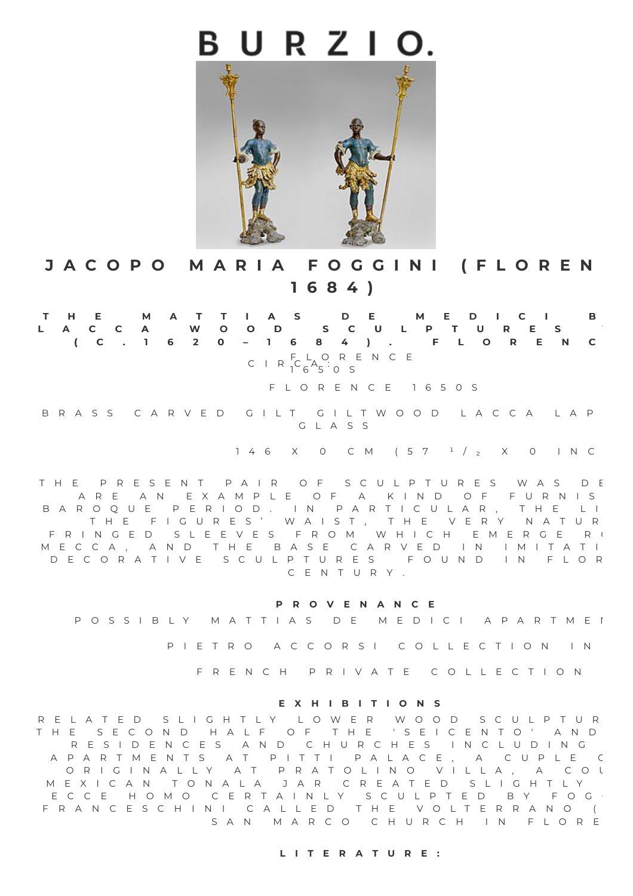# BURZIO.

## JACOPO MARIA FOGGINI (FLOREN 1684)

**THE MATTIAS DE MEDICI B LACCA WOOD SCULPTURES (C. 1620 – 1684). FLORENC**

CIRCA: FLORENCE 1650S

FLORENCE 1650S

BRASS CARVED GILT GILTWOOD LACCA LAP GLASS

146 X 0 CM (57 ½ X 0 INC

THE PRESENT PAIR OF SCULPTURES WAS DE ARE AN EXAMPLE OF A KIND OF FURNIS BAROQUE PERIOD. IN PARTICULAR, THE LI THE FIGURES' WAIST, THE VERY NATUR FRINGED SLEEVES FROM WHICH EMERGE R MECCA, AND THE BASE CARVED IN IMITATI DECORATIVE SCULPTURES FOUND IN FLOR CENTURY.

**PROVENANCE**

POSSIBLY MATTIAS DE MEDICI APARTME

PIETRO ACCORSI COLLECTION IN

FRENCH PRIVATE COLLECTION

**EXHIBITIONS**

RELATED SLIGHTLY LOWER WOOD SCULPTUR THE SECOND HALF OF THE 'SEICENTO' AND RESIDENCES AND CHURCHES INCLUDING APARTMENTS AT PITTI PALACE, A CUPLE O ORIGINALLY AT PRATOLINO VILLA, A COU MEXICAN TONALA JAR CREATED SLIGHTLY ECCE HOMO CERTAINLY SCULPTED BY FOG FRANCESCHINI CALLED THE VOLTERRANO ( SAN MARCO CHURCH IN FLORE

**LITERATURE:**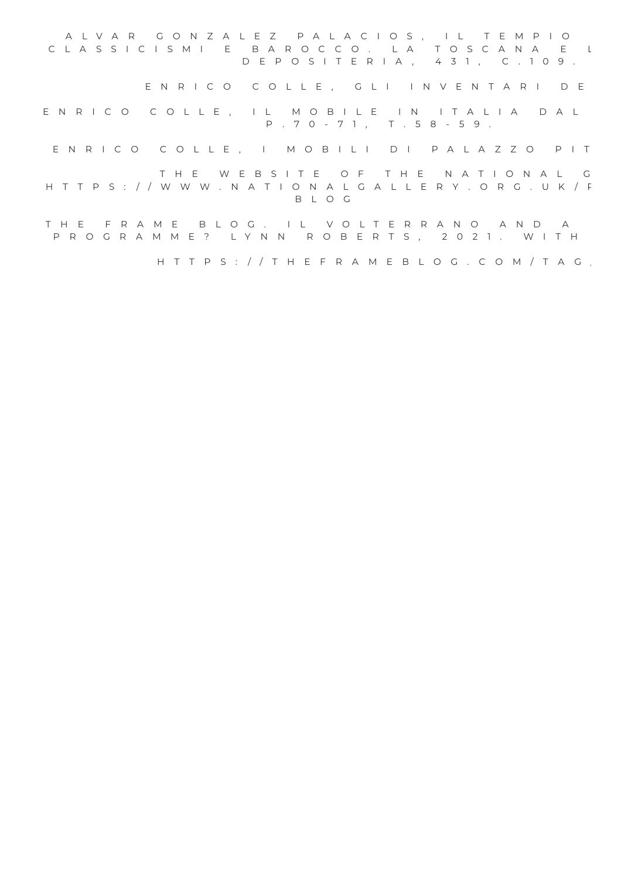ALVAR GONZALEZ PALACIOS, IL TEMPIO CLASSICISMI E BAROCCO. LA TOSCANA E L DEPOSITERIA, 431, C.109.

ENRICO COLLE, GLI INVENTARI DE

ENRICO COLLE, IL MOBILE IN ITALIA DAL P.70-71, T.58-59.

ENRICO COLLE, I MOBILI DI PALAZZO PIT

THE WEBSITE OF THE NATIONAL G HTTPS://WWW.NATIONALGALLERY.ORG.UK/F BLOG

THE FRAME BLOG. IL VOLTERRANO AND A PROGRAMME? LYNN ROBERTS, 2021. WITH

HTTPS://THEFRAMEBLOG.COM/TAG/